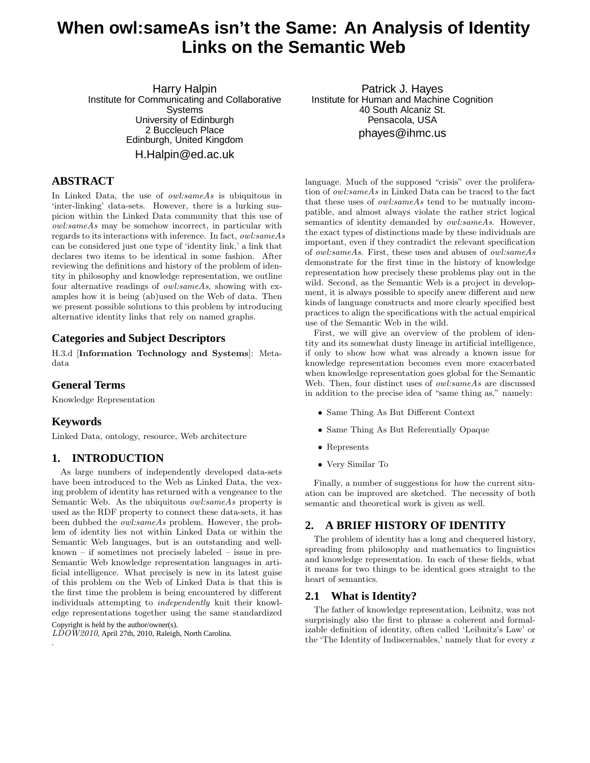# When owl:sameAs isn't the Same: An Analysis of Identity Links on the Semantic Web

Harry Halpin
Institute for Communicating and Collaborative Systems
University of Edinburgh
2 Buccleuch Place
Edinburgh, United Kingdom
H.Halpin@ed.ac.uk

Patrick J. Hayes
Institute for Human and Machine Cognition
40 South Alcaniz St.
Pensacola, USA
phayes@ihmc.us

## ABSTRACT

In Linked Data, the use of *owl:sameAs* is ubiquitous in 'inter-linking' data-sets. However, there is a lurking suspicion within the Linked Data community that this use of *owl:sameAs* may be somehow incorrect, in particular with regards to its interactions with inference. In fact, *owl:sameAs* can be considered just one type of 'identity link,' a link that declares two items to be identical in some fashion. After reviewing the definitions and history of the problem of identity in philosophy and knowledge representation, we outline four alternative readings of *owl:sameAs*, showing with examples how it is being (ab)used on the Web of data. Then we present possible solutions to this problem by introducing alternative identity links that rely on named graphs.

## Categories and Subject Descriptors

H.3.d [**Information Technology and Systems**]: Metadata

## General Terms

Knowledge Representation

## Keywords

Linked Data, ontology, resource, Web architecture

## 1. INTRODUCTION

As large numbers of independently developed data-sets have been introduced to the Web as Linked Data, the vexing problem of identity has returned with a vengeance to the Semantic Web. As the ubiquitous *owl:sameAs* property is used as the RDF property to connect these data-sets, it has been dubbed the *owl:sameAs* problem. However, the problem of identity lies not within Linked Data or within the Semantic Web languages, but is an outstanding and well-known – if sometimes not precisely labeled – issue in pre-Semantic Web knowledge representation languages in artificial intelligence. What precisely is new in its latest guise of this problem on the Web of Linked Data is that this is the first time the problem is being encountered by different individuals attempting to *independently* knit their knowledge representations together using the same standardized language. Much of the supposed "crisis" over the proliferation of *owl:sameAs* in Linked Data can be traced to the fact that these uses of *owl:sameAs* tend to be mutually incompatible, and almost always violate the rather strict logical semantics of identity demanded by *owl:sameAs*. However, the exact types of distinctions made by these individuals are important, even if they contradict the relevant specification of *owl:sameAs*. First, these uses and abuses of *owl:sameAs* demonstrate for the first time in the history of knowledge representation how precisely these problems play out in the wild. Second, as the Semantic Web is a project in development, it is always possible to specify anew different and new kinds of language constructs and more clearly specified best practices to align the specifications with the actual empirical use of the Semantic Web in the wild.

Copyright is held by the author/owner(s).
*LDOW2010,* April 27th, 2010, Raleigh, North Carolina.

First, we will give an overview of the problem of identity and its somewhat dusty lineage in artificial intelligence, if only to show how what was already a known issue for knowledge representation becomes even more exacerbated when knowledge representation goes global for the Semantic Web. Then, four distinct uses of *owl:sameAs* are discussed in addition to the precise idea of "same thing as," namely:

- Same Thing As But Different Context
- Same Thing As But Referentially Opaque
- Represents
- Very Similar To

Finally, a number of suggestions for how the current situation can be improved are sketched. The necessity of both semantic and theoretical work is given as well.

## 2. A BRIEF HISTORY OF IDENTITY

The problem of identity has a long and chequered history, spreading from philosophy and mathematics to linguistics and knowledge representation. In each of these fields, what it means for two things to be identical goes straight to the heart of semantics.

### 2.1 What is Identity?

The father of knowledge representation, Leibnitz, was not surprisingly also the first to phrase a coherent and formalizable definition of identity, often called 'Leibnitz's Law' or the 'The Identity of Indiscernables,' namely that for every $x$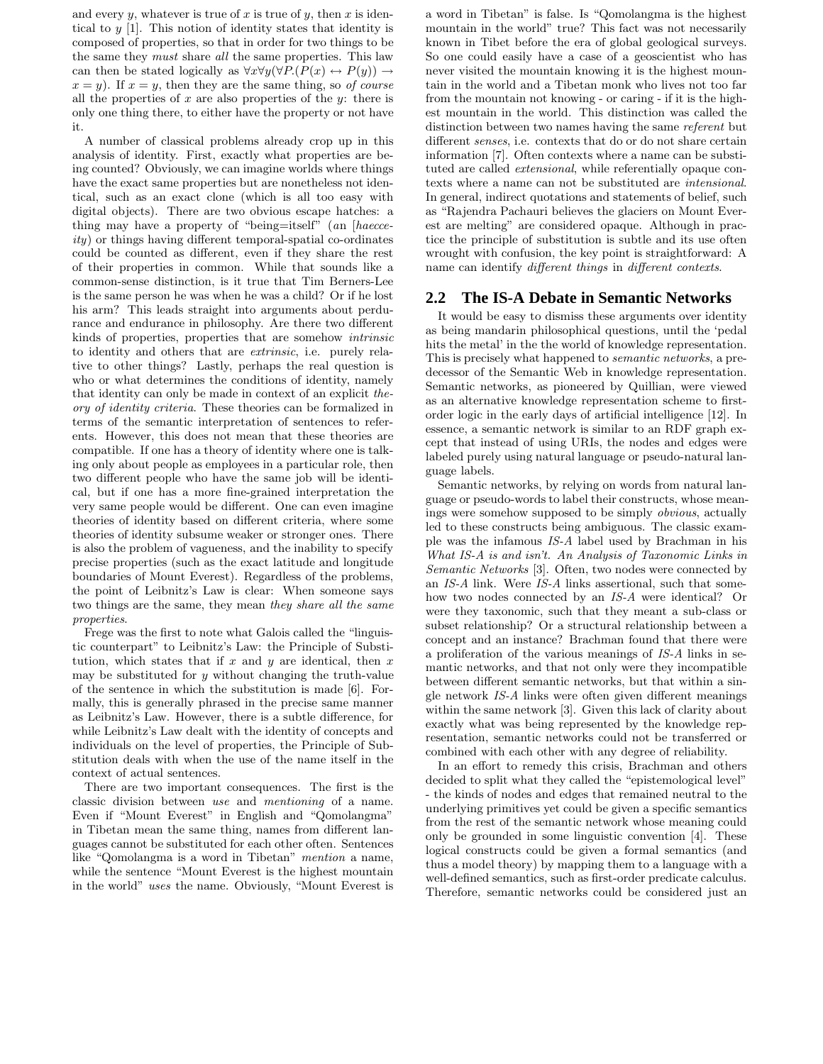and every $y$, whatever is true of $x$ is true of $y$, then $x$ is identical to $y$ [1]. This notion of identity states that identity is composed of properties, so that in order for two things to be the same they *must* share *all* the same properties. This law can then be stated logically as $\forall x \forall y (\forall P.(P(x) \leftrightarrow P(y)) \rightarrow x = y)$. If $x = y$, then they are the same thing, so *of course* all the properties of $x$ are also properties of the $y$: there is only one thing there, to either have the property or not have it.

A number of classical problems already crop up in this analysis of identity. First, exactly what properties are being counted? Obviously, we can imagine worlds where things have the exact same properties but are nonetheless not identical, such as an exact clone (which is all too easy with digital objects). There are two obvious escape hatches: a thing may have a property of "being=itself" (an [*haecceity*) or things having different temporal-spatial co-ordinates could be counted as different, even if they share the rest of their properties in common. While that sounds like a common-sense distinction, is it true that Tim Berners-Lee is the same person he was when he was a child? Or if he lost his arm? This leads straight into arguments about perdurance and endurance in philosophy. Are there two different kinds of properties, properties that are somehow *intrinsic* to identity and others that are *extrinsic*, i.e. purely relative to other things? Lastly, perhaps the real question is who or what determines the conditions of identity, namely that identity can only be made in context of an explicit *theory of identity criteria*. These theories can be formalized in terms of the semantic interpretation of sentences to referents. However, this does not mean that these theories are compatible. If one has a theory of identity where one is talking only about people as employees in a particular role, then two different people who have the same job will be identical, but if one has a more fine-grained interpretation the very same people would be different. One can even imagine theories of identity based on different criteria, where some theories of identity subsume weaker or stronger ones. There is also the problem of vagueness, and the inability to specify precise properties (such as the exact latitude and longitude boundaries of Mount Everest). Regardless of the problems, the point of Leibnitz's Law is clear: When someone says two things are the same, they mean *they share all the same properties*.

Frege was the first to note what Galois called the "linguistic counterpart" to Leibnitz's Law: the Principle of Substitution, which states that if $x$ and $y$ are identical, then $x$ may be substituted for $y$ without changing the truth-value of the sentence in which the substitution is made [6]. Formally, this is generally phrased in the precise same manner as Leibnitz's Law. However, there is a subtle difference, for while Leibnitz's Law dealt with the identity of concepts and individuals on the level of properties, the Principle of Substitution deals with when the use of the name itself in the context of actual sentences.

There are two important consequences. The first is the classic division between *use* and *mentioning* of a name. Even if "Mount Everest" in English and "Qomolangma" in Tibetan mean the same thing, names from different languages cannot be substituted for each other often. Sentences like "Qomolangma is a word in Tibetan" *mention* a name, while the sentence "Mount Everest is the highest mountain in the world" *uses* the name. Obviously, "Mount Everest is a word in Tibetan" is false. Is "Qomolangma is the highest mountain in the world" true? This fact was not necessarily known in Tibet before the era of global geological surveys. So one could easily have a case of a geoscientist who has never visited the mountain knowing it is the highest mountain in the world and a Tibetan monk who lives not too far from the mountain not knowing - or caring - if it is the highest mountain in the world. This distinction was called the distinction between two names having the same *referent* but different *senses*, i.e. contexts that do or do not share certain information [7]. Often contexts where a name can be substituted are called *extensional*, while referentially opaque contexts where a name can not be substituted are *intensional*. In general, indirect quotations and statements of belief, such as "Rajendra Pachauri believes the glaciers on Mount Everest are melting" are considered opaque. Although in practice the principle of substitution is subtle and its use often wrought with confusion, the key point is straightforward: A name can identify *different things* in *different contexts*.

## 2.2 The IS-A Debate in Semantic Networks

It would be easy to dismiss these arguments over identity as being mandarin philosophical questions, until the 'pedal hits the metal' in the the world of knowledge representation. This is precisely what happened to *semantic networks*, a predecessor of the Semantic Web in knowledge representation. Semantic networks, as pioneered by Quillian, were viewed as an alternative knowledge representation scheme to first-order logic in the early days of artificial intelligence [12]. In essence, a semantic network is similar to an RDF graph except that instead of using URIs, the nodes and edges were labeled purely using natural language or pseudo-natural language labels.

Semantic networks, by relying on words from natural language or pseudo-words to label their constructs, whose meanings were somehow supposed to be simply *obvious*, actually led to these constructs being ambiguous. The classic example was the infamous *IS-A* label used by Brachman in his *What IS-A is and isn't. An Analysis of Taxonomic Links in Semantic Networks* [3]. Often, two nodes were connected by an *IS-A* link. Were *IS-A* links assertional, such that somehow two nodes connected by an *IS-A* were identical? Or were they taxonomic, such that they meant a sub-class or subset relationship? Or a structural relationship between a concept and an instance? Brachman found that there were a proliferation of the various meanings of *IS-A* links in semantic networks, and that not only were they incompatible between different semantic networks, but that within a single network *IS-A* links were often given different meanings within the same network [3]. Given this lack of clarity about exactly what was being represented by the knowledge representation, semantic networks could not be transferred or combined with each other with any degree of reliability.

In an effort to remedy this crisis, Brachman and others decided to split what they called the "epistemological level" - the kinds of nodes and edges that remained neutral to the underlying primitives yet could be given a specific semantics from the rest of the semantic network whose meaning could only be grounded in some linguistic convention [4]. These logical constructs could be given a formal semantics (and thus a model theory) by mapping them to a language with a well-defined semantics, such as first-order predicate calculus. Therefore, semantic networks could be considered just an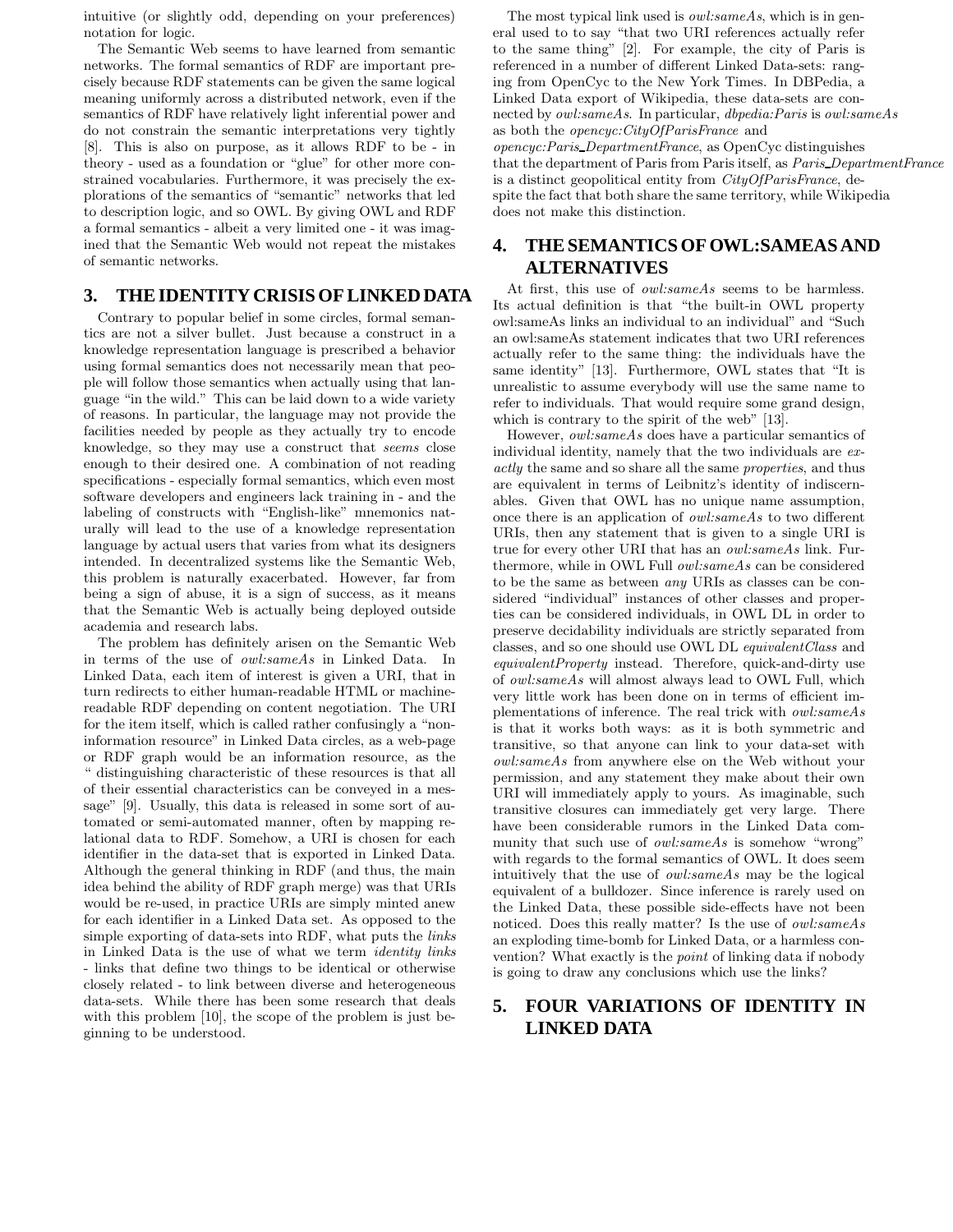intuitive (or slightly odd, depending on your preferences) notation for logic.

The Semantic Web seems to have learned from semantic networks. The formal semantics of RDF are important precisely because RDF statements can be given the same logical meaning uniformly across a distributed network, even if the semantics of RDF have relatively light inferential power and do not constrain the semantic interpretations very tightly [8]. This is also on purpose, as it allows RDF to be - in theory - used as a foundation or "glue" for other more constrained vocabularies. Furthermore, it was precisely the explorations of the semantics of "semantic" networks that led to description logic, and so OWL. By giving OWL and RDF a formal semantics - albeit a very limited one - it was imagined that the Semantic Web would not repeat the mistakes of semantic networks.

## 3. THE IDENTITY CRISIS OF LINKED DATA

Contrary to popular belief in some circles, formal semantics are not a silver bullet. Just because a construct in a knowledge representation language is prescribed a behavior using formal semantics does not necessarily mean that people will follow those semantics when actually using that language "in the wild." This can be laid down to a wide variety of reasons. In particular, the language may not provide the facilities needed by people as they actually try to encode knowledge, so they may use a construct that *seems* close enough to their desired one. A combination of not reading specifications - especially formal semantics, which even most software developers and engineers lack training in - and the labeling of constructs with "English-like" mnemonics naturally will lead to the use of a knowledge representation language by actual users that varies from what its designers intended. In decentralized systems like the Semantic Web, this problem is naturally exacerbated. However, far from being a sign of abuse, it is a sign of success, as it means that the Semantic Web is actually being deployed outside academia and research labs.

The problem has definitely arisen on the Semantic Web in terms of the use of *owl:sameAs* in Linked Data. In Linked Data, each item of interest is given a URI, that in turn redirects to either human-readable HTML or machine-readable RDF depending on content negotiation. The URI for the item itself, which is called rather confusingly a "non-information resource" in Linked Data circles, as a web-page or RDF graph would be an information resource, as the " distinguishing characteristic of these resources is that all of their essential characteristics can be conveyed in a message" [9]. Usually, this data is released in some sort of automated or semi-automated manner, often by mapping relational data to RDF. Somehow, a URI is chosen for each identifier in the data-set that is exported in Linked Data. Although the general thinking in RDF (and thus, the main idea behind the ability of RDF graph merge) was that URIs would be re-used, in practice URIs are simply minted anew for each identifier in a Linked Data set. As opposed to the simple exporting of data-sets into RDF, what puts the *links* in Linked Data is the use of what we term *identity links* - links that define two things to be identical or otherwise closely related - to link between diverse and heterogeneous data-sets. While there has been some research that deals with this problem [10], the scope of the problem is just beginning to be understood.

The most typical link used is *owl:sameAs*, which is in general used to to say "that two URI references actually refer to the same thing" [2]. For example, the city of Paris is referenced in a number of different Linked Data-sets: ranging from OpenCyc to the New York Times. In DBPedia, a Linked Data export of Wikipedia, these data-sets are connected by *owl:sameAs*. In particular, *dbpedia:Paris* is *owl:sameAs* as both the *opencyc:CityOfParisFrance* and *opencyc:Paris_DepartmentFrance*, as OpenCyc distinguishes that the department of Paris from Paris itself, as *Paris_DepartmentFrance* is a distinct geopolitical entity from *CityOfParisFrance*, despite the fact that both share the same territory, while Wikipedia does not make this distinction.

## 4. THE SEMANTICS OF OWL:SAMEAS AND ALTERNATIVES

At first, this use of *owl:sameAs* seems to be harmless. Its actual definition is that "the built-in OWL property owl:sameAs links an individual to an individual" and "Such an owl:sameAs statement indicates that two URI references actually refer to the same thing: the individuals have the same identity" [13]. Furthermore, OWL states that "It is unrealistic to assume everybody will use the same name to refer to individuals. That would require some grand design, which is contrary to the spirit of the web" [13].

However, *owl:sameAs* does have a particular semantics of individual identity, namely that the two individuals are *exactly* the same and so share all the same *properties*, and thus are equivalent in terms of Leibnitz's identity of indiscernables. Given that OWL has no unique name assumption, once there is an application of *owl:sameAs* to two different URIs, then any statement that is given to a single URI is true for every other URI that has an *owl:sameAs* link. Furthermore, while in OWL Full *owl:sameAs* can be considered to be the same as between *any* URIs as classes can be considered "individual" instances of other classes and properties can be considered individuals, in OWL DL in order to preserve decidability individuals are strictly separated from classes, and so one should use OWL DL *equivalentClass* and *equivalentProperty* instead. Therefore, quick-and-dirty use of *owl:sameAs* will almost always lead to OWL Full, which very little work has been done on in terms of efficient implementations of inference. The real trick with *owl:sameAs* is that it works both ways: as it is both symmetric and transitive, so that anyone can link to your data-set with *owl:sameAs* from anywhere else on the Web without your permission, and any statement they make about their own URI will immediately apply to yours. As imaginable, such transitive closures can immediately get very large. There have been considerable rumors in the Linked Data community that such use of *owl:sameAs* is somehow "wrong" with regards to the formal semantics of OWL. It does seem intuitively that the use of *owl:sameAs* may be the logical equivalent of a bulldozer. Since inference is rarely used on the Linked Data, these possible side-effects have not been noticed. Does this really matter? Is the use of *owl:sameAs* an exploding time-bomb for Linked Data, or a harmless convention? What exactly is the *point* of linking data if nobody is going to draw any conclusions which use the links?

## 5. FOUR VARIATIONS OF IDENTITY IN LINKED DATA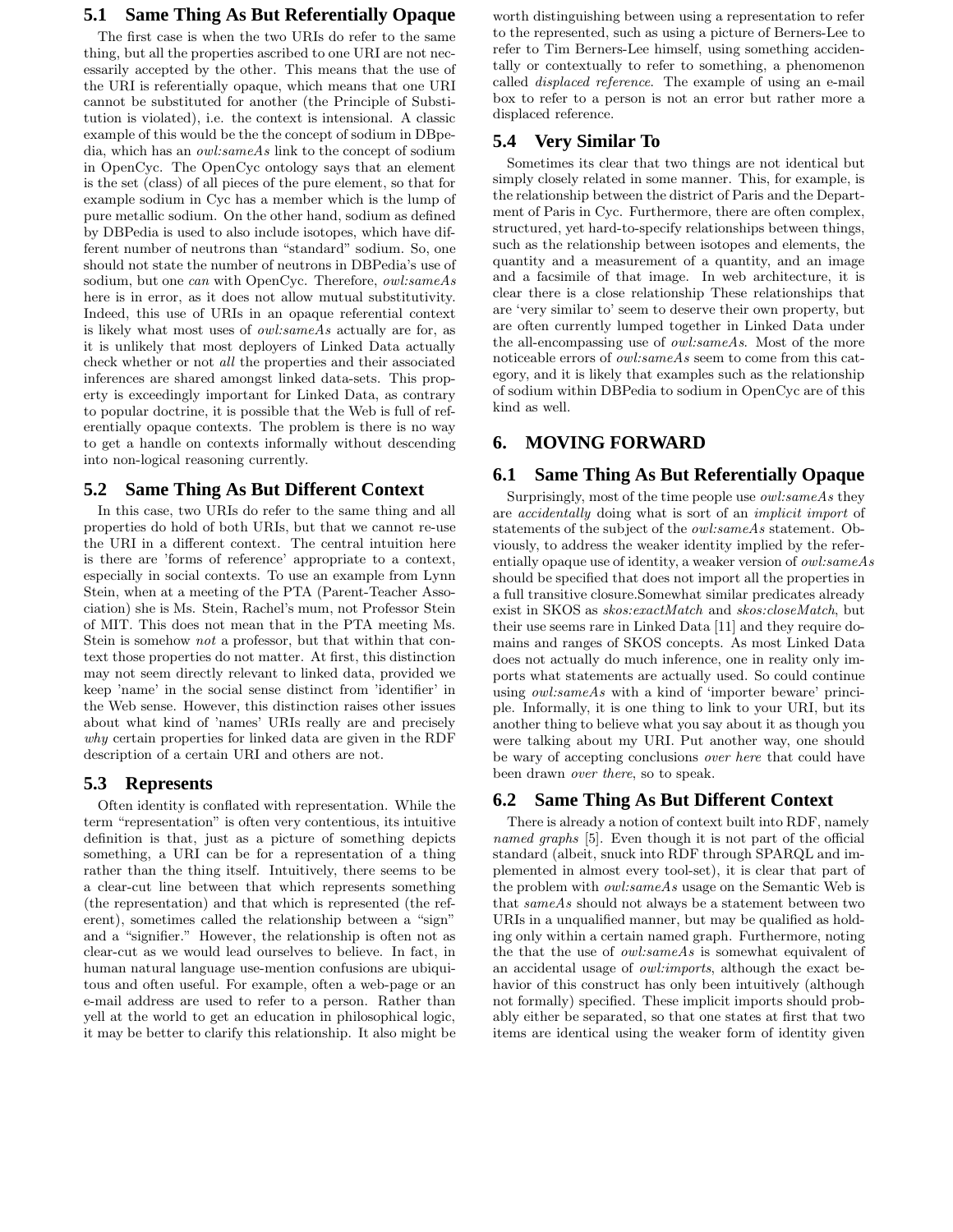### 5.1 Same Thing As But Referentially Opaque

The first case is when the two URIs do refer to the same thing, but all the properties ascribed to one URI are not necessarily accepted by the other. This means that the use of the URI is referentially opaque, which means that one URI cannot be substituted for another (the Principle of Substitution is violated), i.e. the context is intensional. A classic example of this would be the the concept of sodium in DBpedia, which has an *owl:sameAs* link to the concept of sodium in OpenCyc. The OpenCyc ontology says that an element is the set (class) of all pieces of the pure element, so that for example sodium in Cyc has a member which is the lump of pure metallic sodium. On the other hand, sodium as defined by DBPedia is used to also include isotopes, which have different number of neutrons than "standard" sodium. So, one should not state the number of neutrons in DBPedia's use of sodium, but one *can* with OpenCyc. Therefore, *owl:sameAs* here is in error, as it does not allow mutual substitutivity. Indeed, this use of URIs in an opaque referential context is likely what most uses of *owl:sameAs* actually are for, as it is unlikely that most deployers of Linked Data actually check whether or not *all* the properties and their associated inferences are shared amongst linked data-sets. This property is exceedingly important for Linked Data, as contrary to popular doctrine, it is possible that the Web is full of referentially opaque contexts. The problem is there is no way to get a handle on contexts informally without descending into non-logical reasoning currently.

### 5.2 Same Thing As But Different Context

In this case, two URIs do refer to the same thing and all properties do hold of both URIs, but that we cannot re-use the URI in a different context. The central intuition here is there are 'forms of reference' appropriate to a context, especially in social contexts. To use an example from Lynn Stein, when at a meeting of the PTA (Parent-Teacher Association) she is Ms. Stein, Rachel's mum, not Professor Stein of MIT. This does not mean that in the PTA meeting Ms. Stein is somehow *not* a professor, but that within that context those properties do not matter. At first, this distinction may not seem directly relevant to linked data, provided we keep 'name' in the social sense distinct from 'identifier' in the Web sense. However, this distinction raises other issues about what kind of 'names' URIs really are and precisely *why* certain properties for linked data are given in the RDF description of a certain URI and others are not.

### 5.3 Represents

Often identity is conflated with representation. While the term "representation" is often very contentious, its intuitive definition is that, just as a picture of something depicts something, a URI can be for a representation of a thing rather than the thing itself. Intuitively, there seems to be a clear-cut line between that which represents something (the representation) and that which is represented (the referent), sometimes called the relationship between a "sign" and a "signifier." However, the relationship is often not as clear-cut as we would lead ourselves to believe. In fact, in human natural language use-mention confusions are ubiquitous and often useful. For example, often a web-page or an e-mail address are used to refer to a person. Rather than yell at the world to get an education in philosophical logic, it may be better to clarify this relationship. It also might be worth distinguishing between using a representation to refer to the represented, such as using a picture of Berners-Lee to refer to Tim Berners-Lee himself, using something accidentally or contextually to refer to something, a phenomenon called *displaced reference*. The example of using an e-mail box to refer to a person is not an error but rather more a displaced reference.

### 5.4 Very Similar To

Sometimes its clear that two things are not identical but simply closely related in some manner. This, for example, is the relationship between the district of Paris and the Department of Paris in Cyc. Furthermore, there are often complex, structured, yet hard-to-specify relationships between things, such as the relationship between isotopes and elements, the quantity and a measurement of a quantity, and an image and a facsimile of that image. In web architecture, it is clear there is a close relationship These relationships that are 'very similar to' seem to deserve their own property, but are often currently lumped together in Linked Data under the all-encompassing use of *owl:sameAs*. Most of the more noticeable errors of *owl:sameAs* seem to come from this category, and it is likely that examples such as the relationship of sodium within DBPedia to sodium in OpenCyc are of this kind as well.

## 6. MOVING FORWARD

### 6.1 Same Thing As But Referentially Opaque

Surprisingly, most of the time people use *owl:sameAs* they are *accidentally* doing what is sort of an *implicit import* of statements of the subject of the *owl:sameAs* statement. Obviously, to address the weaker identity implied by the referentially opaque use of identity, a weaker version of *owl:sameAs* should be specified that does not import all the properties in a full transitive closure.Somewhat similar predicates already exist in SKOS as *skos:exactMatch* and *skos:closeMatch*, but their use seems rare in Linked Data [11] and they require domains and ranges of SKOS concepts. As most Linked Data does not actually do much inference, one in reality only imports what statements are actually used. So could continue using *owl:sameAs* with a kind of 'importer beware' principle. Informally, it is one thing to link to your URI, but its another thing to believe what you say about it as though you were talking about my URI. Put another way, one should be wary of accepting conclusions *over here* that could have been drawn *over there*, so to speak.

### 6.2 Same Thing As But Different Context

There is already a notion of context built into RDF, namely *named graphs* [5]. Even though it is not part of the official standard (albeit, snuck into RDF through SPARQL and implemented in almost every tool-set), it is clear that part of the problem with *owl:sameAs* usage on the Semantic Web is that *sameAs* should not always be a statement between two URIs in a unqualified manner, but may be qualified as holding only within a certain named graph. Furthermore, noting the that the use of *owl:sameAs* is somewhat equivalent of an accidental usage of *owl:imports*, although the exact behavior of this construct has only been intuitively (although not formally) specified. These implicit imports should probably either be separated, so that one states at first that two items are identical using the weaker form of identity given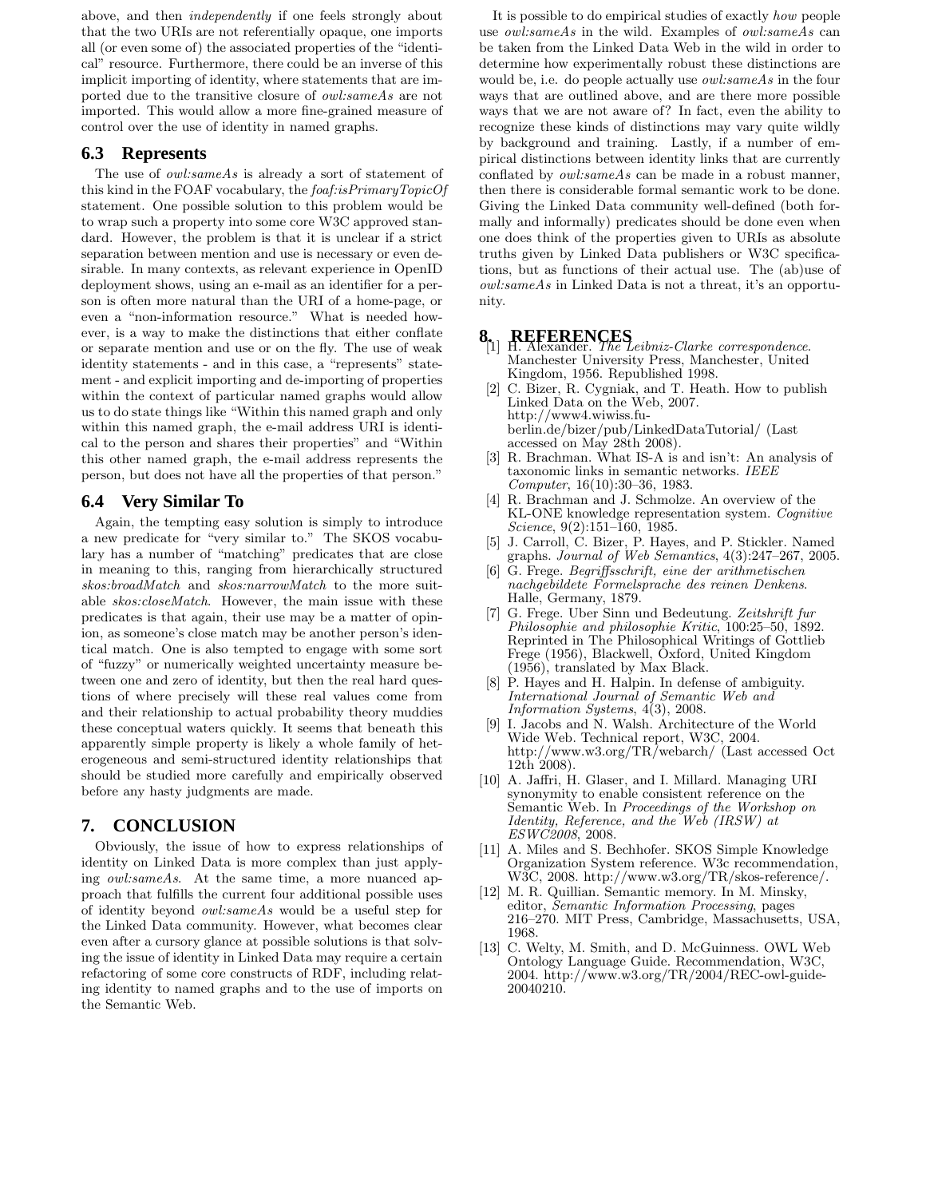above, and then *independently* if one feels strongly about that the two URIs are not referentially opaque, one imports all (or even some of) the associated properties of the "identical" resource. Furthermore, there could be an inverse of this implicit importing of identity, where statements that are imported due to the transitive closure of *owl:sameAs* are not imported. This would allow a more fine-grained measure of control over the use of identity in named graphs.

## 6.3 Represents

The use of *owl:sameAs* is already a sort of statement of this kind in the FOAF vocabulary, the *foaf:isPrimaryTopicOf* statement. One possible solution to this problem would be to wrap such a property into some core W3C approved standard. However, the problem is that it is unclear if a strict separation between mention and use is necessary or even desirable. In many contexts, as relevant experience in OpenID deployment shows, using an e-mail as an identifier for a person is often more natural than the URI of a home-page, or even a "non-information resource." What is needed however, is a way to make the distinctions that either conflate or separate mention and use or on the fly. The use of weak identity statements - and in this case, a "represents" statement - and explicit importing and de-importing of properties within the context of particular named graphs would allow us to do state things like "Within this named graph and only within this named graph, the e-mail address URI is identical to the person and shares their properties" and "Within this other named graph, the e-mail address represents the person, but does not have all the properties of that person."

## 6.4 Very Similar To

Again, the tempting easy solution is simply to introduce a new predicate for "very similar to." The SKOS vocabulary has a number of "matching" predicates that are close in meaning to this, ranging from hierarchically structured *skos:broadMatch* and *skos:narrowMatch* to the more suitable *skos:closeMatch*. However, the main issue with these predicates is that again, their use may be a matter of opinion, as someone's close match may be another person's identical match. One is also tempted to engage with some sort of "fuzzy" or numerically weighted uncertainty measure between one and zero of identity, but then the real hard questions of where precisely will these real values come from and their relationship to actual probability theory muddies these conceptual waters quickly. It seems that beneath this apparently simple property is likely a whole family of heterogeneous and semi-structured identity relationships that should be studied more carefully and empirically observed before any hasty judgments are made.

# 7. CONCLUSION

Obviously, the issue of how to express relationships of identity on Linked Data is more complex than just applying *owl:sameAs*. At the same time, a more nuanced approach that fulfills the current four additional possible uses of identity beyond *owl:sameAs* would be a useful step for the Linked Data community. However, what becomes clear even after a cursory glance at possible solutions is that solving the issue of identity in Linked Data may require a certain refactoring of some core constructs of RDF, including relating identity to named graphs and to the use of imports on the Semantic Web.

It is possible to do empirical studies of exactly *how* people use *owl:sameAs* in the wild. Examples of *owl:sameAs* can be taken from the Linked Data Web in the wild in order to determine how experimentally robust these distinctions are would be, i.e. do people actually use *owl:sameAs* in the four ways that are outlined above, and are there more possible ways that we are not aware of? In fact, even the ability to recognize these kinds of distinctions may vary quite wildly by background and training. Lastly, if a number of empirical distinctions between identity links that are currently conflated by *owl:sameAs* can be made in a robust manner, then there is considerable formal semantic work to be done. Giving the Linked Data community well-defined (both formally and informally) predicates should be done even when one does think of the properties given to URIs as absolute truths given by Linked Data publishers or W3C specifications, but as functions of their actual use. The (ab)use of *owl:sameAs* in Linked Data is not a threat, it's an opportunity.

# 8. REFERENCES

[1] H. Alexander. *The Leibniz-Clarke correspondence*. Manchester University Press, Manchester, United Kingdom, 1956. Republished 1998.

[2] C. Bizer, R. Cygniak, and T. Heath. How to publish Linked Data on the Web, 2007. http://www4.wiwiss.fu-berlin.de/bizer/pub/LinkedDataTutorial/ (Last accessed on May 28th 2008).

[3] R. Brachman. What IS-A is and isn't: An analysis of taxonomic links in semantic networks. *IEEE Computer*, 16(10):30–36, 1983.

[4] R. Brachman and J. Schmolze. An overview of the KL-ONE knowledge representation system. *Cognitive Science*, 9(2):151–160, 1985.

[5] J. Carroll, C. Bizer, P. Hayes, and P. Stickler. Named graphs. *Journal of Web Semantics*, 4(3):247–267, 2005.

[6] G. Frege. *Begriffsschrift, eine der arithmetischen nachgebildete Formelsprache des reinen Denkens*. Halle, Germany, 1879.

[7] G. Frege. Uber Sinn und Bedeutung. *Zeitshrift fur Philosophie and philosophie Kritic*, 100:25–50, 1892. Reprinted in The Philosophical Writings of Gottlieb Frege (1956), Blackwell, Oxford, United Kingdom (1956), translated by Max Black.

[8] P. Hayes and H. Halpin. In defense of ambiguity. *International Journal of Semantic Web and Information Systems*, 4(3), 2008.

[9] I. Jacobs and N. Walsh. Architecture of the World Wide Web. Technical report, W3C, 2004. http://www.w3.org/TR/webarch/ (Last accessed Oct 12th 2008).

[10] A. Jaffri, H. Glaser, and I. Millard. Managing URI synonymity to enable consistent reference on the Semantic Web. In *Proceedings of the Workshop on Identity, Reference, and the Web (IRSW) at ESWC2008*, 2008.

[11] A. Miles and S. Bechhofer. SKOS Simple Knowledge Organization System reference. W3c recommendation, W3C, 2008. http://www.w3.org/TR/skos-reference/.

[12] M. R. Quillian. Semantic memory. In M. Minsky, editor, *Semantic Information Processing*, pages 216–270. MIT Press, Cambridge, Massachusetts, USA, 1968.

[13] C. Welty, M. Smith, and D. McGuinness. OWL Web Ontology Language Guide. Recommendation, W3C, 2004. http://www.w3.org/TR/2004/REC-owl-guide-20040210.